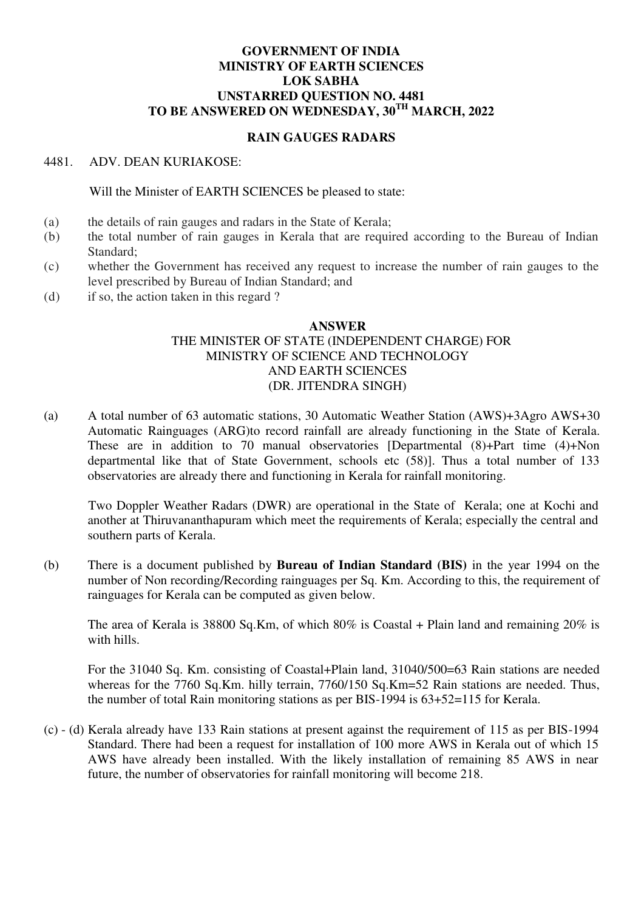# GOVERNMENT OF INDIA
# MINISTRY OF EARTH SCIENCES
# LOK SABHA
# UNSTARRED QUESTION NO. 4481
# TO BE ANSWERED ON WEDNESDAY, 30TH MARCH, 2022

## RAIN GAUGES RADARS

4481. ADV. DEAN KURIAKOSE:

Will the Minister of EARTH SCIENCES be pleased to state:

(a) the details of rain gauges and radars in the State of Kerala;
(b) the total number of rain gauges in Kerala that are required according to the Bureau of Indian Standard;
(c) whether the Government has received any request to increase the number of rain gauges to the level prescribed by Bureau of Indian Standard; and
(d) if so, the action taken in this regard ?

**ANSWER**

THE MINISTER OF STATE (INDEPENDENT CHARGE) FOR
MINISTRY OF SCIENCE AND TECHNOLOGY
AND EARTH SCIENCES
(DR. JITENDRA SINGH)

(a) A total number of 63 automatic stations, 30 Automatic Weather Station (AWS)+3Agro AWS+30 Automatic Rainguages (ARG)to record rainfall are already functioning in the State of Kerala. These are in addition to 70 manual observatories [Departmental (8)+Part time (4)+Non departmental like that of State Government, schools etc (58)]. Thus a total number of 133 observatories are already there and functioning in Kerala for rainfall monitoring.

Two Doppler Weather Radars (DWR) are operational in the State of Kerala; one at Kochi and another at Thiruvananthapuram which meet the requirements of Kerala; especially the central and southern parts of Kerala.

(b) There is a document published by **Bureau of Indian Standard (BIS)** in the year 1994 on the number of Non recording/Recording rainguages per Sq. Km. According to this, the requirement of rainguages for Kerala can be computed as given below.

The area of Kerala is 38800 Sq.Km, of which 80% is Coastal + Plain land and remaining 20% is with hills.

For the 31040 Sq. Km. consisting of Coastal+Plain land, 31040/500=63 Rain stations are needed whereas for the 7760 Sq.Km. hilly terrain, 7760/150 Sq.Km=52 Rain stations are needed. Thus, the number of total Rain monitoring stations as per BIS-1994 is 63+52=115 for Kerala.

(c) - (d) Kerala already have 133 Rain stations at present against the requirement of 115 as per BIS-1994 Standard. There had been a request for installation of 100 more AWS in Kerala out of which 15 AWS have already been installed. With the likely installation of remaining 85 AWS in near future, the number of observatories for rainfall monitoring will become 218.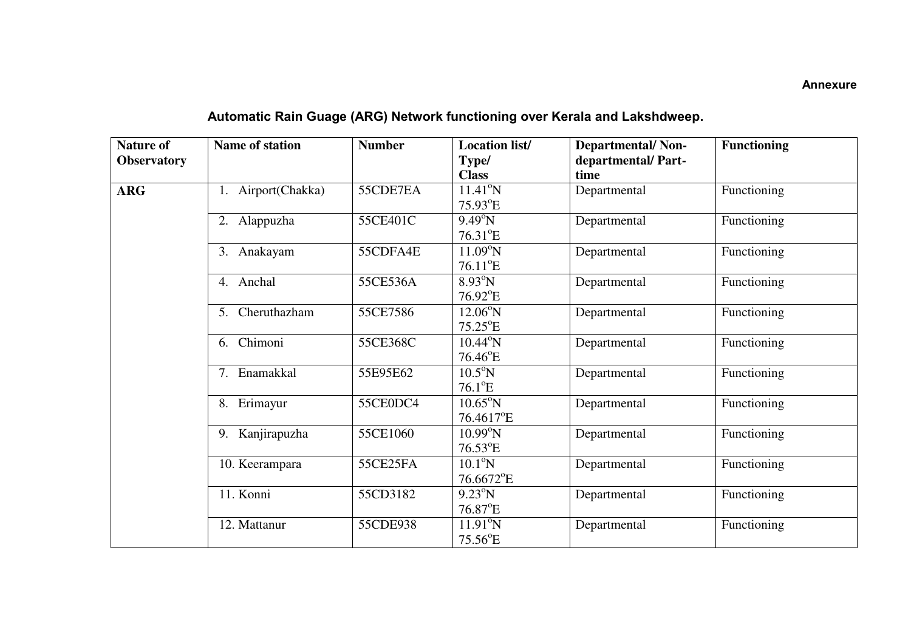**Annexure**

## Automatic Rain Guage (ARG) Network functioning over Kerala and Lakshdweep.

| Nature of Observatory | Name of station | Number | Location list/ Type/ Class | Departmental/ Non-departmental/ Part-time | Functioning |
|---|---|---|---|---|---|
| ARG | 1. Airport(Chakka) | 55CDE7EA | 11.41°N 75.93°E | Departmental | Functioning |
| | 2. Alappuzha | 55CE401C | 9.49°N 76.31°E | Departmental | Functioning |
| | 3. Anakayam | 55CDFA4E | 11.09°N 76.11°E | Departmental | Functioning |
| | 4. Anchal | 55CE536A | 8.93°N 76.92°E | Departmental | Functioning |
| | 5. Cheruthazham | 55CE7586 | 12.06°N 75.25°E | Departmental | Functioning |
| | 6. Chimoni | 55CE368C | 10.44°N 76.46°E | Departmental | Functioning |
| | 7. Enamakkal | 55E95E62 | 10.5°N 76.1°E | Departmental | Functioning |
| | 8. Erimayur | 55CE0DC4 | 10.65°N 76.4617°E | Departmental | Functioning |
| | 9. Kanjirapuzha | 55CE1060 | 10.99°N 76.53°E | Departmental | Functioning |
| | 10. Keerampara | 55CE25FA | 10.1°N 76.6672°E | Departmental | Functioning |
| | 11. Konni | 55CD3182 | 9.23°N 76.87°E | Departmental | Functioning |
| | 12. Mattanur | 55CDE938 | 11.91°N 75.56°E | Departmental | Functioning |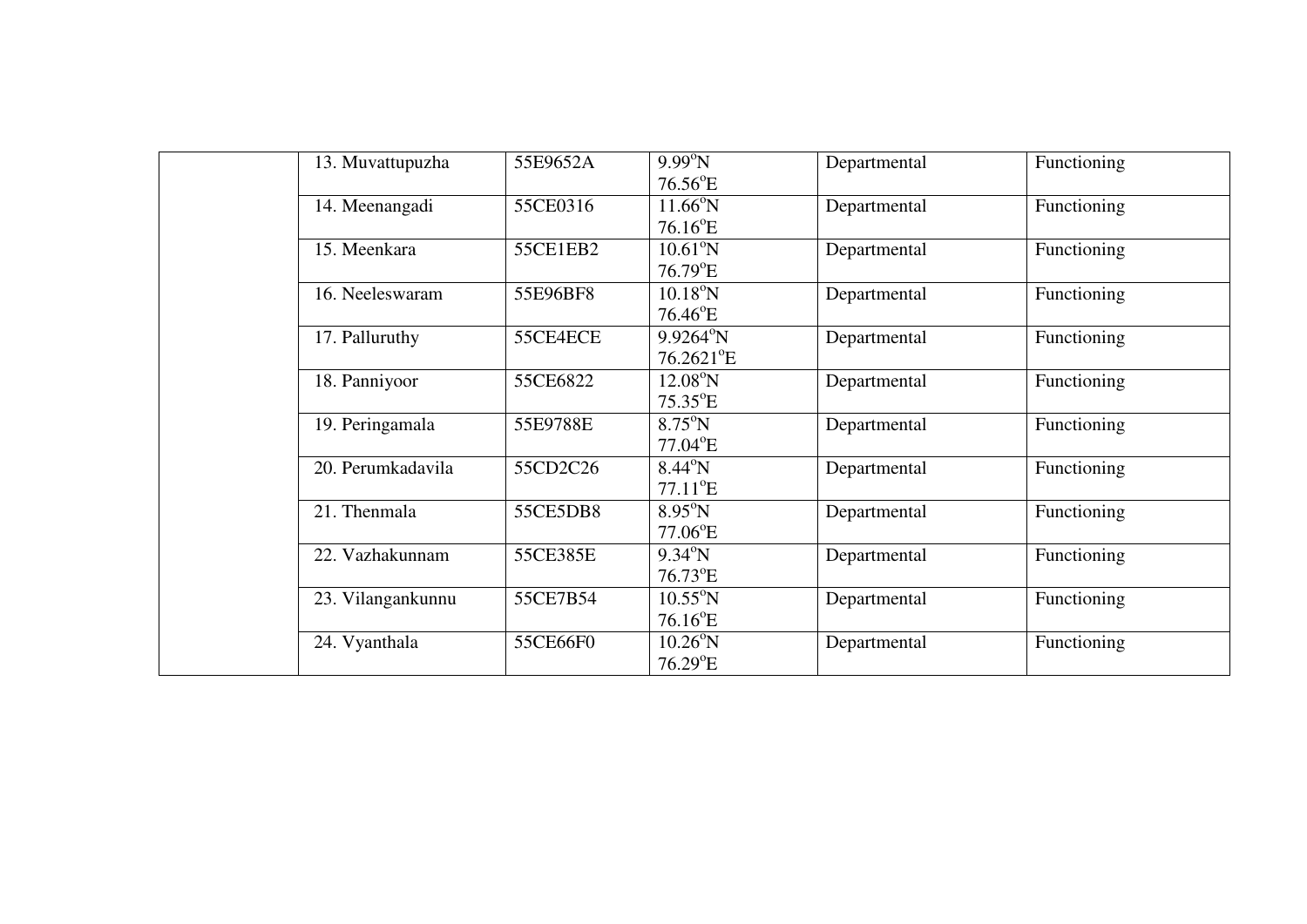| | | | | | |
|---|---|---|---|---|---|
| | 13. Muvattupuzha | 55E9652A | 9.99°N 76.56°E | Departmental | Functioning |
| | 14. Meenangadi | 55CE0316 | 11.66°N 76.16°E | Departmental | Functioning |
| | 15. Meenkara | 55CE1EB2 | 10.61°N 76.79°E | Departmental | Functioning |
| | 16. Neeleswaram | 55E96BF8 | 10.18°N 76.46°E | Departmental | Functioning |
| | 17. Palluruthy | 55CE4ECE | 9.9264°N 76.2621°E | Departmental | Functioning |
| | 18. Panniyoor | 55CE6822 | 12.08°N 75.35°E | Departmental | Functioning |
| | 19. Peringamala | 55E9788E | 8.75°N 77.04°E | Departmental | Functioning |
| | 20. Perumkadavila | 55CD2C26 | 8.44°N 77.11°E | Departmental | Functioning |
| | 21. Thenmala | 55CE5DB8 | 8.95°N 77.06°E | Departmental | Functioning |
| | 22. Vazhakunnam | 55CE385E | 9.34°N 76.73°E | Departmental | Functioning |
| | 23. Vilangankunnu | 55CE7B54 | 10.55°N 76.16°E | Departmental | Functioning |
| | 24. Vyanthala | 55CE66F0 | 10.26°N 76.29°E | Departmental | Functioning |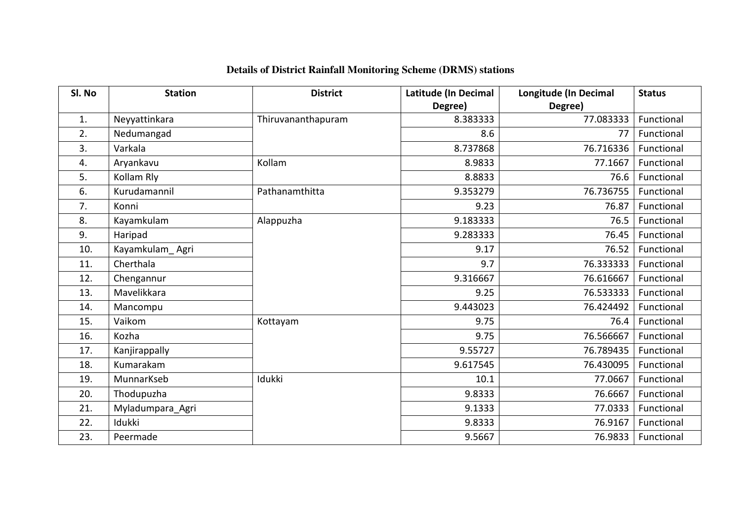## Details of District Rainfall Monitoring Scheme (DRMS) stations

| Sl. No | Station | District | Latitude (In Decimal Degree) | Longitude (In Decimal Degree) | Status |
|---|---|---|---|---|---|
| 1. | Neyyattinkara | Thiruvananthapuram | 8.383333 | 77.083333 | Functional |
| 2. | Nedumangad | | 8.6 | 77 | Functional |
| 3. | Varkala | | 8.737868 | 76.716336 | Functional |
| 4. | Aryankavu | Kollam | 8.9833 | 77.1667 | Functional |
| 5. | Kollam Rly | | 8.8833 | 76.6 | Functional |
| 6. | Kurudamannil | Pathanamthitta | 9.353279 | 76.736755 | Functional |
| 7. | Konni | | 9.23 | 76.87 | Functional |
| 8. | Kayamkulam | Alappuzha | 9.183333 | 76.5 | Functional |
| 9. | Haripad | | 9.283333 | 76.45 | Functional |
| 10. | Kayamkulam_ Agri | | 9.17 | 76.52 | Functional |
| 11. | Cherthala | | 9.7 | 76.333333 | Functional |
| 12. | Chengannur | | 9.316667 | 76.616667 | Functional |
| 13. | Mavelikkara | | 9.25 | 76.533333 | Functional |
| 14. | Mancompu | | 9.443023 | 76.424492 | Functional |
| 15. | Vaikom | Kottayam | 9.75 | 76.4 | Functional |
| 16. | Kozha | | 9.75 | 76.566667 | Functional |
| 17. | Kanjirappally | | 9.55727 | 76.789435 | Functional |
| 18. | Kumarakam | | 9.617545 | 76.430095 | Functional |
| 19. | MunnarKseb | Idukki | 10.1 | 77.0667 | Functional |
| 20. | Thodupuzha | | 9.8333 | 76.6667 | Functional |
| 21. | Myladumpara_Agri | | 9.1333 | 77.0333 | Functional |
| 22. | Idukki | | 9.8333 | 76.9167 | Functional |
| 23. | Peermade | | 9.5667 | 76.9833 | Functional |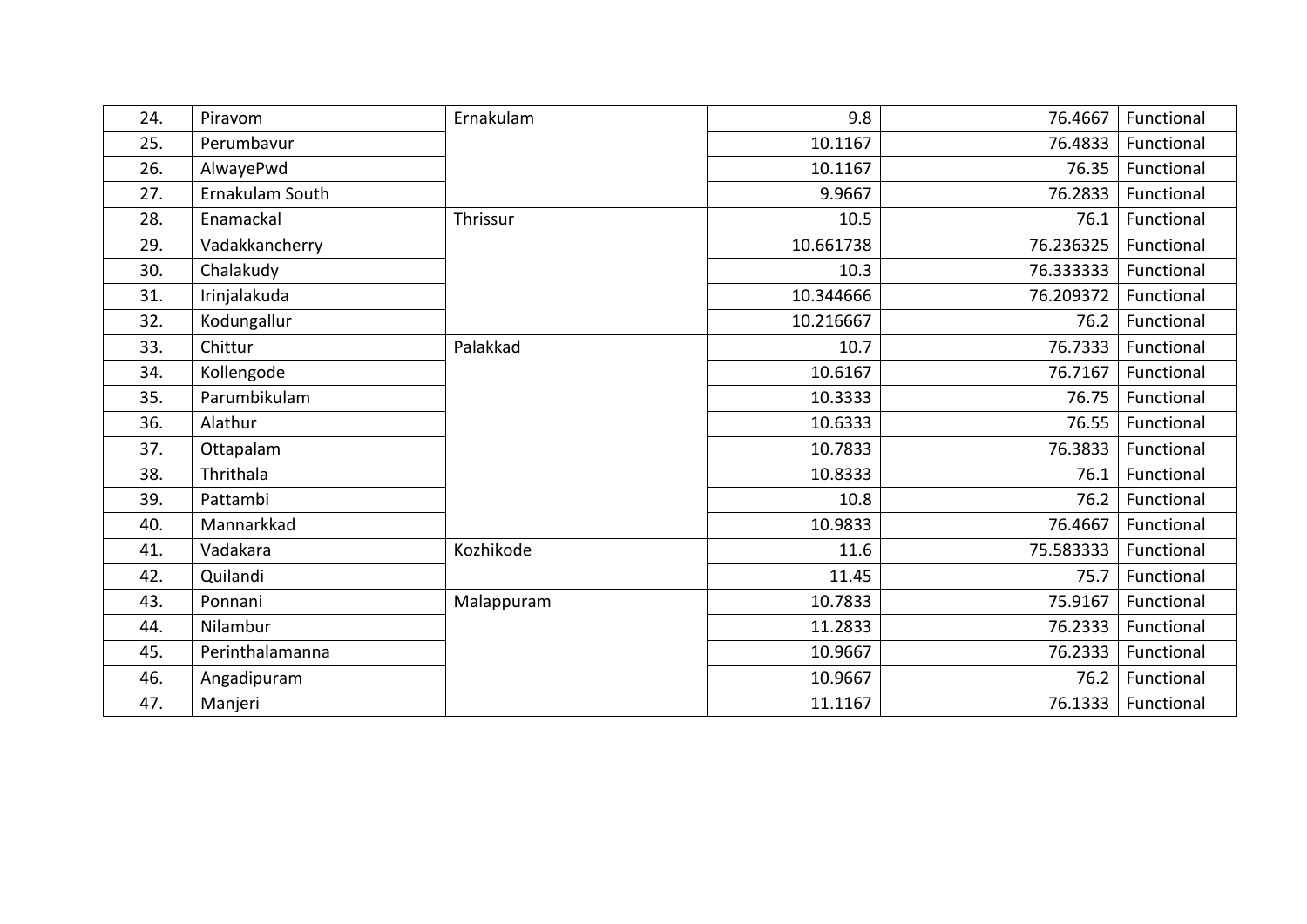| 24. | Piravom | Ernakulam | 9.8 | 76.4667 | Functional |
|---|---|---|---|---|---|
| 25. | Perumbavur | | 10.1167 | 76.4833 | Functional |
| 26. | AlwayePwd | | 10.1167 | 76.35 | Functional |
| 27. | Ernakulam South | | 9.9667 | 76.2833 | Functional |
| 28. | Enamackal | Thrissur | 10.5 | 76.1 | Functional |
| 29. | Vadakkancherry | | 10.661738 | 76.236325 | Functional |
| 30. | Chalakudy | | 10.3 | 76.333333 | Functional |
| 31. | Irinjalakuda | | 10.344666 | 76.209372 | Functional |
| 32. | Kodungallur | | 10.216667 | 76.2 | Functional |
| 33. | Chittur | Palakkad | 10.7 | 76.7333 | Functional |
| 34. | Kollengode | | 10.6167 | 76.7167 | Functional |
| 35. | Parumbikulam | | 10.3333 | 76.75 | Functional |
| 36. | Alathur | | 10.6333 | 76.55 | Functional |
| 37. | Ottapalam | | 10.7833 | 76.3833 | Functional |
| 38. | Thrithala | | 10.8333 | 76.1 | Functional |
| 39. | Pattambi | | 10.8 | 76.2 | Functional |
| 40. | Mannarkkad | | 10.9833 | 76.4667 | Functional |
| 41. | Vadakara | Kozhikode | 11.6 | 75.583333 | Functional |
| 42. | Quilandi | | 11.45 | 75.7 | Functional |
| 43. | Ponnani | Malappuram | 10.7833 | 75.9167 | Functional |
| 44. | Nilambur | | 11.2833 | 76.2333 | Functional |
| 45. | Perinthalamanna | | 10.9667 | 76.2333 | Functional |
| 46. | Angadipuram | | 10.9667 | 76.2 | Functional |
| 47. | Manjeri | | 11.1167 | 76.1333 | Functional |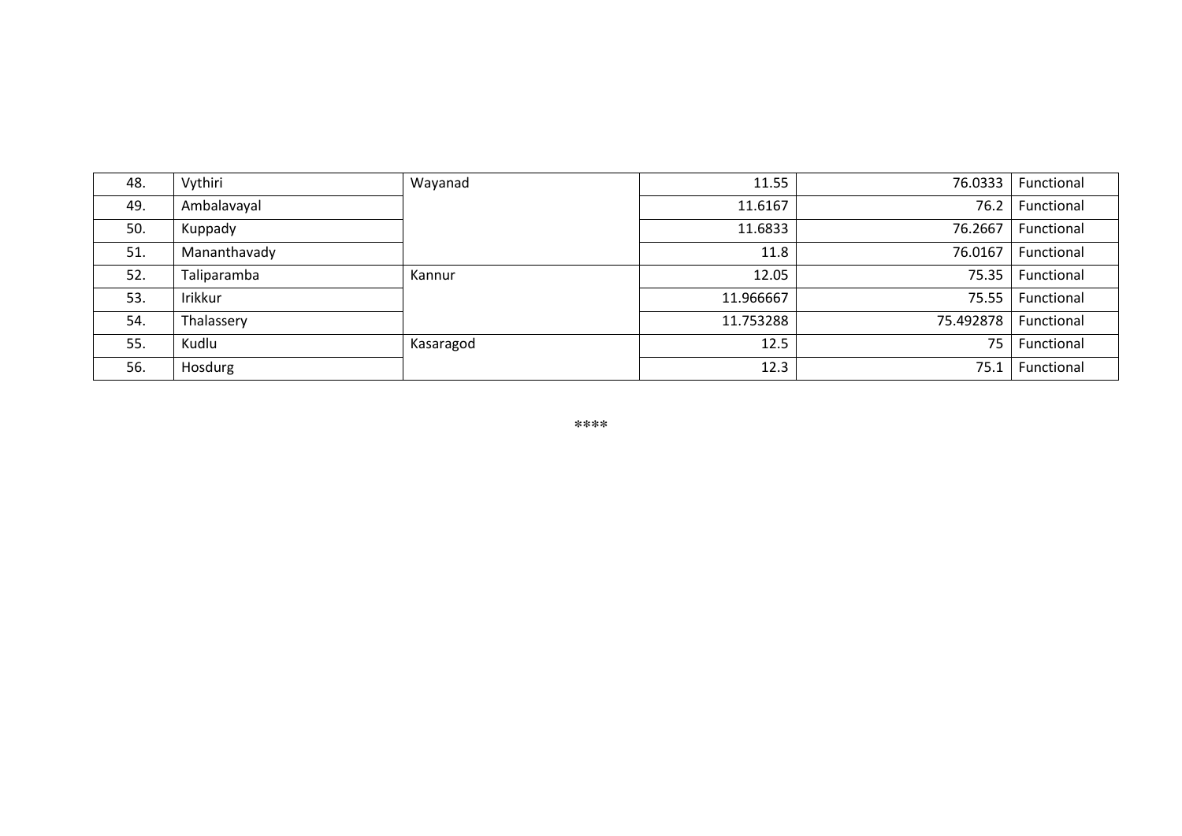| | | | | | |
|---|---|---|---|---|---|
| 48. | Vythiri | Wayanad | 11.55 | 76.0333 | Functional |
| 49. | Ambalavayal | | 11.6167 | 76.2 | Functional |
| 50. | Kuppady | | 11.6833 | 76.2667 | Functional |
| 51. | Mananthavady | | 11.8 | 76.0167 | Functional |
| 52. | Taliparamba | Kannur | 12.05 | 75.35 | Functional |
| 53. | Irikkur | | 11.966667 | 75.55 | Functional |
| 54. | Thalassery | | 11.753288 | 75.492878 | Functional |
| 55. | Kudlu | Kasaragod | 12.5 | 75 | Functional |
| 56. | Hosdurg | | 12.3 | 75.1 | Functional |

****